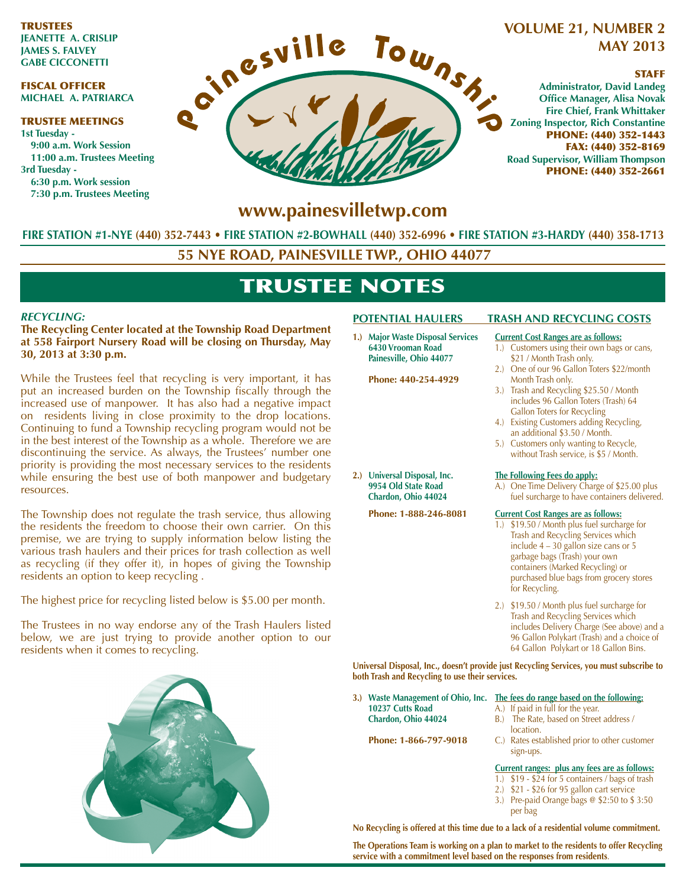**TRUSTEES**
**JEANETTE A. CRISLIP**
**JAMES S. FALVEY**
**GABE CICCONETTI**

**FISCAL OFFICER**
**MICHAEL A. PATRIARCA**

**TRUSTEE MEETINGS**
**1st Tuesday -**
**9:00 a.m. Work Session**
**11:00 a.m. Trustees Meeting**
**3rd Tuesday -**
**6:30 p.m. Work session**
**7:30 p.m. Trustees Meeting**

# Painesville Township

**VOLUME 21, NUMBER 2**
**MAY 2013**

**STAFF**
**Administrator, David Landeg**
**Office Manager, Alisa Novak**
**Fire Chief, Frank Whittaker**
**Zoning Inspector, Rich Constantine**
**PHONE: (440) 352-1443**
**FAX: (440) 352-8169**
**Road Supervisor, William Thompson**
**PHONE: (440) 352-2661**

**www.painesvilletwp.com**

**FIRE STATION #1-NYE (440) 352-7443 • FIRE STATION #2-BOWHALL (440) 352-6996 • FIRE STATION #3-HARDY (440) 358-1713**

**55 NYE ROAD, PAINESVILLE TWP., OHIO 44077**

# TRUSTEE NOTES

***RECYCLING:***

**The Recycling Center located at the Township Road Department at 558 Fairport Nursery Road will be closing on Thursday, May 30, 2013 at 3:30 p.m.**

While the Trustees feel that recycling is very important, it has put an increased burden on the Township fiscally through the increased use of manpower. It has also had a negative impact on residents living in close proximity to the drop locations. Continuing to fund a Township recycling program would not be in the best interest of the Township as a whole. Therefore we are discontinuing the service. As always, the Trustees' number one priority is providing the most necessary services to the residents while ensuring the best use of both manpower and budgetary resources.

The Township does not regulate the trash service, thus allowing the residents the freedom to choose their own carrier. On this premise, we are trying to supply information below listing the various trash haulers and their prices for trash collection as well as recycling (if they offer it), in hopes of giving the Township residents an option to keep recycling .

The highest price for recycling listed below is $5.00 per month.

The Trustees in no way endorse any of the Trash Haulers listed below, we are just trying to provide another option to our residents when it comes to recycling.

## POTENTIAL HAULERS — TRASH AND RECYCLING COSTS

**1.) Major Waste Disposal Services**
**6430 Vrooman Road**
**Painesville, Ohio 44077**

**Phone: 440-254-4929**

Current Cost Ranges are as follows:

1.) Customers using their own bags or cans, $21 / Month Trash only.
2.) One of our 96 Gallon Toters $22/month Month Trash only.
3.) Trash and Recycling $25.50 / Month includes 96 Gallon Toters (Trash) 64 Gallon Toters for Recycling
4.) Existing Customers adding Recycling, an additional $3.50 / Month.
5.) Customers only wanting to Recycle, without Trash service, is $5 / Month.

**2.) Universal Disposal, Inc.**
**9954 Old State Road**
**Chardon, Ohio 44024**

**Phone: 1-888-246-8081**

The Following Fees do apply:

A.) One Time Delivery Charge of $25.00 plus fuel surcharge to have containers delivered.

Current Cost Ranges are as follows:

1.) $19.50 / Month plus fuel surcharge for Trash and Recycling Services which include 4 – 30 gallon size cans or 5 garbage bags (Trash) your own containers (Marked Recycling) or purchased blue bags from grocery stores for Recycling.
2.) $19.50 / Month plus fuel surcharge for Trash and Recycling Services which includes Delivery Charge (See above) and a 96 Gallon Polykart (Trash) and a choice of 64 Gallon Polykart or 18 Gallon Bins.

**Universal Disposal, Inc., doesn't provide just Recycling Services, you must subscribe to both Trash and Recycling to use their services.**

**3.) Waste Management of Ohio, Inc.**
**10237 Cutts Road**
**Chardon, Ohio 44024**

**Phone: 1-866-797-9018**

The fees do range based on the following:

A.) If paid in full for the year.
B.) The Rate, based on Street address / location.
C.) Rates established prior to other customer sign-ups.

Current ranges: plus any fees are as follows:

1.) $19 - $24 for 5 containers / bags of trash
2.) $21 - $26 for 95 gallon cart service
3.) Pre-paid Orange bags @ $2:50 to $ 3:50 per bag

**No Recycling is offered at this time due to a lack of a residential volume commitment.**

**The Operations Team is working on a plan to market to the residents to offer Recycling service with a commitment level based on the responses from residents.**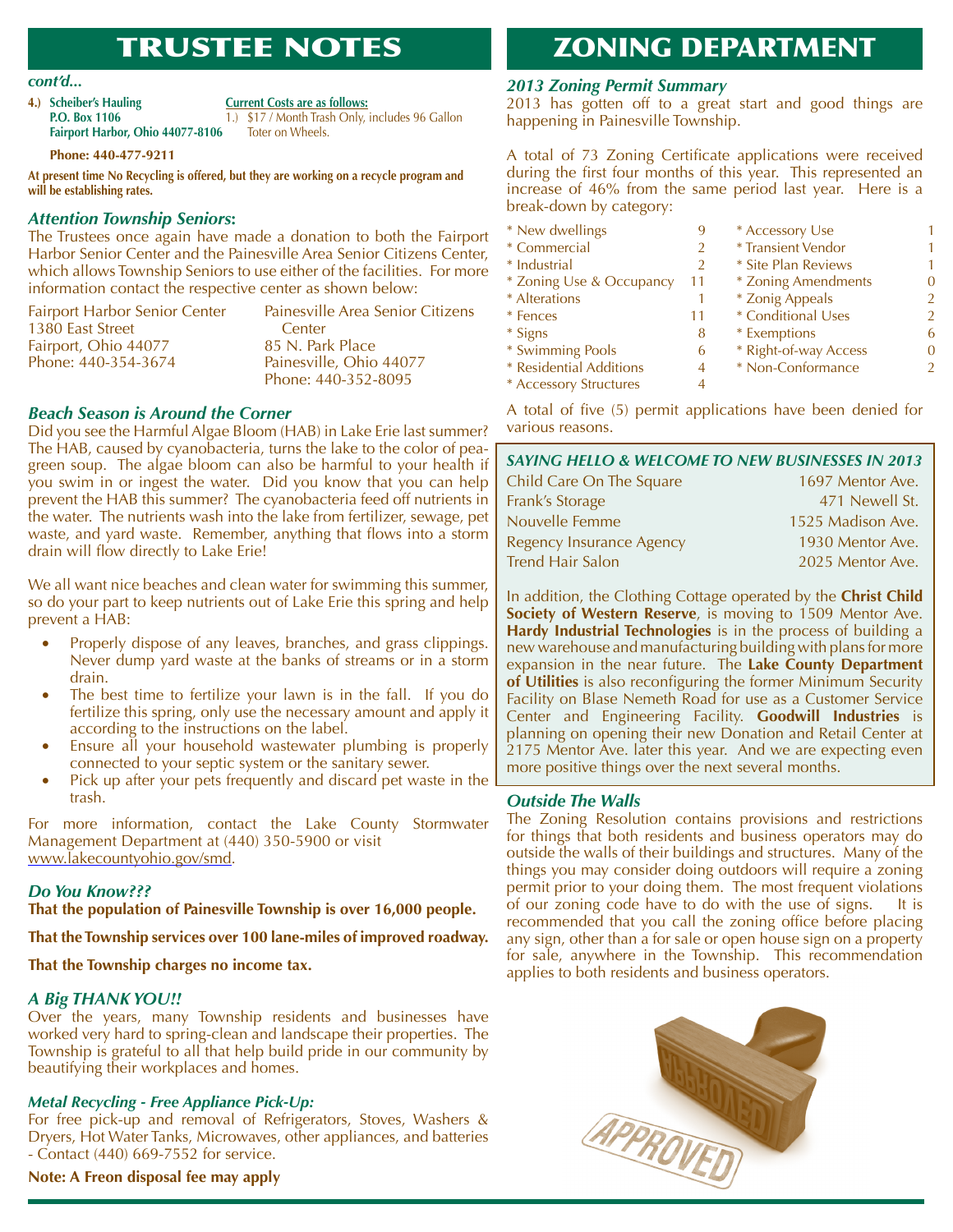# TRUSTEE NOTES

*cont'd...*

**4.) Scheiber's Hauling**
**P.O. Box 1106**
**Fairport Harbor, Ohio 44077-8106**

**Phone: 440-477-9211**

**Current Costs are as follows:**
1.) $17 / Month Trash Only, includes 96 Gallon Toter on Wheels.

**At present time No Recycling is offered, but they are working on a recycle program and will be establishing rates.**

### *Attention Township Seniors:*

The Trustees once again have made a donation to both the Fairport Harbor Senior Center and the Painesville Area Senior Citizens Center, which allows Township Seniors to use either of the facilities. For more information contact the respective center as shown below:

Fairport Harbor Senior Center
1380 East Street
Fairport, Ohio 44077
Phone: 440-354-3674

Painesville Area Senior Citizens Center
85 N. Park Place
Painesville, Ohio 44077
Phone: 440-352-8095

### *Beach Season is Around the Corner*

Did you see the Harmful Algae Bloom (HAB) in Lake Erie last summer? The HAB, caused by cyanobacteria, turns the lake to the color of pea-green soup. The algae bloom can also be harmful to your health if you swim in or ingest the water. Did you know that you can help prevent the HAB this summer? The cyanobacteria feed off nutrients in the water. The nutrients wash into the lake from fertilizer, sewage, pet waste, and yard waste. Remember, anything that flows into a storm drain will flow directly to Lake Erie!

We all want nice beaches and clean water for swimming this summer, so do your part to keep nutrients out of Lake Erie this spring and help prevent a HAB:

- Properly dispose of any leaves, branches, and grass clippings. Never dump yard waste at the banks of streams or in a storm drain.
- The best time to fertilize your lawn is in the fall. If you do fertilize this spring, only use the necessary amount and apply it according to the instructions on the label.
- Ensure all your household wastewater plumbing is properly connected to your septic system or the sanitary sewer.
- Pick up after your pets frequently and discard pet waste in the trash.

For more information, contact the Lake County Stormwater Management Department at (440) 350-5900 or visit www.lakecountyohio.gov/smd.

### *Do You Know???*

**That the population of Painesville Township is over 16,000 people.**

**That the Township services over 100 lane-miles of improved roadway.**

**That the Township charges no income tax.**

### *A Big THANK YOU!!*

Over the years, many Township residents and businesses have worked very hard to spring-clean and landscape their properties. The Township is grateful to all that help build pride in our community by beautifying their workplaces and homes.

### *Metal Recycling - Free Appliance Pick-Up:*

For free pick-up and removal of Refrigerators, Stoves, Washers & Dryers, Hot Water Tanks, Microwaves, other appliances, and batteries - Contact (440) 669-7552 for service.

**Note: A Freon disposal fee may apply**

# ZONING DEPARTMENT

### *2013 Zoning Permit Summary*

2013 has gotten off to a great start and good things are happening in Painesville Township.

A total of 73 Zoning Certificate applications were received during the first four months of this year. This represented an increase of 46% from the same period last year. Here is a break-down by category:

| Category | Count | Category | Count |
|---|---|---|---|
| * New dwellings | 9 | * Accessory Use | 1 |
| * Commercial | 2 | * Transient Vendor | 1 |
| * Industrial | 2 | * Site Plan Reviews | 1 |
| * Zoning Use & Occupancy | 11 | * Zoning Amendments | 0 |
| * Alterations | 1 | * Zonig Appeals | 2 |
| * Fences | 11 | * Conditional Uses | 2 |
| * Signs | 8 | * Exemptions | 6 |
| * Swimming Pools | 6 | * Right-of-way Access | 0 |
| * Residential Additions | 4 | * Non-Conformance | 2 |
| * Accessory Structures | 4 | | |

A total of five (5) permit applications have been denied for various reasons.

### *SAYING HELLO & WELCOME TO NEW BUSINESSES IN 2013*

| Business | Address |
|---|---|
| Child Care On The Square | 1697 Mentor Ave. |
| Frank's Storage | 471 Newell St. |
| Nouvelle Femme | 1525 Madison Ave. |
| Regency Insurance Agency | 1930 Mentor Ave. |
| Trend Hair Salon | 2025 Mentor Ave. |

In addition, the Clothing Cottage operated by the **Christ Child Society of Western Reserve**, is moving to 1509 Mentor Ave. **Hardy Industrial Technologies** is in the process of building a new warehouse and manufacturing building with plans for more expansion in the near future. The **Lake County Department of Utilities** is also reconfiguring the former Minimum Security Facility on Blase Nemeth Road for use as a Customer Service Center and Engineering Facility. **Goodwill Industries** is planning on opening their new Donation and Retail Center at 2175 Mentor Ave. later this year. And we are expecting even more positive things over the next several months.

### *Outside The Walls*

The Zoning Resolution contains provisions and restrictions for things that both residents and business operators may do outside the walls of their buildings and structures. Many of the things you may consider doing outdoors will require a zoning permit prior to your doing them. The most frequent violations of our zoning code have to do with the use of signs. It is recommended that you call the zoning office before placing any sign, other than a for sale or open house sign on a property for sale, anywhere in the Township. This recommendation applies to both residents and business operators.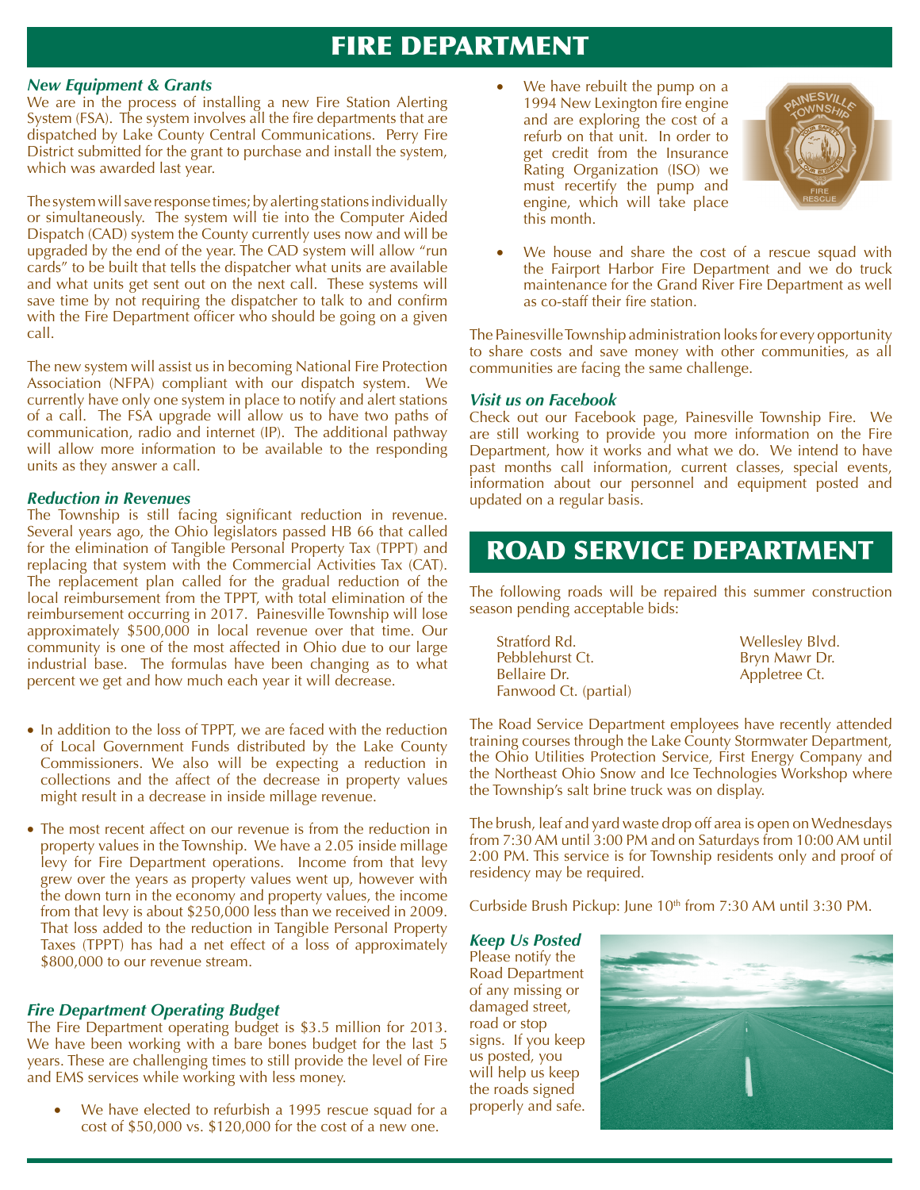# FIRE DEPARTMENT

### *New Equipment & Grants*

We are in the process of installing a new Fire Station Alerting System (FSA). The system involves all the fire departments that are dispatched by Lake County Central Communications. Perry Fire District submitted for the grant to purchase and install the system, which was awarded last year.

The system will save response times; by alerting stations individually or simultaneously. The system will tie into the Computer Aided Dispatch (CAD) system the County currently uses now and will be upgraded by the end of the year. The CAD system will allow "run cards" to be built that tells the dispatcher what units are available and what units get sent out on the next call. These systems will save time by not requiring the dispatcher to talk to and confirm with the Fire Department officer who should be going on a given call.

The new system will assist us in becoming National Fire Protection Association (NFPA) compliant with our dispatch system. We currently have only one system in place to notify and alert stations of a call. The FSA upgrade will allow us to have two paths of communication, radio and internet (IP). The additional pathway will allow more information to be available to the responding units as they answer a call.

### *Reduction in Revenues*

The Township is still facing significant reduction in revenue. Several years ago, the Ohio legislators passed HB 66 that called for the elimination of Tangible Personal Property Tax (TPPT) and replacing that system with the Commercial Activities Tax (CAT). The replacement plan called for the gradual reduction of the local reimbursement from the TPPT, with total elimination of the reimbursement occurring in 2017. Painesville Township will lose approximately $500,000 in local revenue over that time. Our community is one of the most affected in Ohio due to our large industrial base. The formulas have been changing as to what percent we get and how much each year it will decrease.

- In addition to the loss of TPPT, we are faced with the reduction of Local Government Funds distributed by the Lake County Commissioners. We also will be expecting a reduction in collections and the affect of the decrease in property values might result in a decrease in inside millage revenue.
- The most recent affect on our revenue is from the reduction in property values in the Township. We have a 2.05 inside millage levy for Fire Department operations. Income from that levy grew over the years as property values went up, however with the down turn in the economy and property values, the income from that levy is about $250,000 less than we received in 2009. That loss added to the reduction in Tangible Personal Property Taxes (TPPT) has had a net effect of a loss of approximately $800,000 to our revenue stream.

### *Fire Department Operating Budget*

The Fire Department operating budget is $3.5 million for 2013. We have been working with a bare bones budget for the last 5 years. These are challenging times to still provide the level of Fire and EMS services while working with less money.

- We have elected to refurbish a 1995 rescue squad for a cost of $50,000 vs. $120,000 for the cost of a new one.
- We have rebuilt the pump on a 1994 New Lexington fire engine and are exploring the cost of a refurb on that unit. In order to get credit from the Insurance Rating Organization (ISO) we must recertify the pump and engine, which will take place this month.
- We house and share the cost of a rescue squad with the Fairport Harbor Fire Department and we do truck maintenance for the Grand River Fire Department as well as co-staff their fire station.

The Painesville Township administration looks for every opportunity to share costs and save money with other communities, as all communities are facing the same challenge.

### *Visit us on Facebook*

Check out our Facebook page, Painesville Township Fire. We are still working to provide you more information on the Fire Department, how it works and what we do. We intend to have past months call information, current classes, special events, information about our personnel and equipment posted and updated on a regular basis.

# ROAD SERVICE DEPARTMENT

The following roads will be repaired this summer construction season pending acceptable bids:

- Stratford Rd.
- Pebblehurst Ct.
- Bellaire Dr.
- Fanwood Ct. (partial)
- Wellesley Blvd.
- Bryn Mawr Dr.
- Appletree Ct.

The Road Service Department employees have recently attended training courses through the Lake County Stormwater Department, the Ohio Utilities Protection Service, First Energy Company and the Northeast Ohio Snow and Ice Technologies Workshop where the Township's salt brine truck was on display.

The brush, leaf and yard waste drop off area is open on Wednesdays from 7:30 AM until 3:00 PM and on Saturdays from 10:00 AM until 2:00 PM. This service is for Township residents only and proof of residency may be required.

Curbside Brush Pickup: June 10th from 7:30 AM until 3:30 PM.

### *Keep Us Posted*

Please notify the Road Department of any missing or damaged street, road or stop signs. If you keep us posted, you will help us keep the roads signed properly and safe.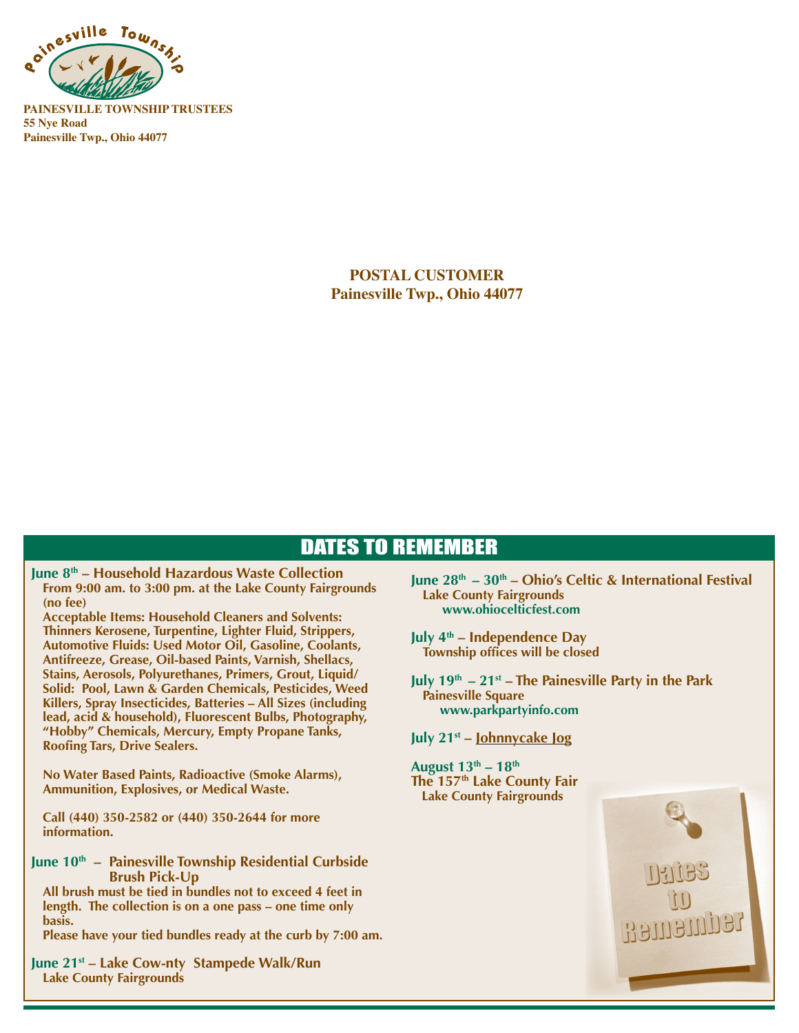PAINESVILLE TOWNSHIP TRUSTEES
55 Nye Road
Painesville Twp., Ohio 44077

**POSTAL CUSTOMER**
**Painesville Twp., Ohio 44077**

## DATES TO REMEMBER

**June 8th – Household Hazardous Waste Collection**
From 9:00 am. to 3:00 pm. at the Lake County Fairgrounds (no fee)
Acceptable Items: Household Cleaners and Solvents: Thinners Kerosene, Turpentine, Lighter Fluid, Strippers, Automotive Fluids: Used Motor Oil, Gasoline, Coolants, Antifreeze, Grease, Oil-based Paints, Varnish, Shellacs, Stains, Aerosols, Polyurethanes, Primers, Grout, Liquid/Solid: Pool, Lawn & Garden Chemicals, Pesticides, Weed Killers, Spray Insecticides, Batteries – All Sizes (including lead, acid & household), Fluorescent Bulbs, Photography, "Hobby" Chemicals, Mercury, Empty Propane Tanks, Roofing Tars, Drive Sealers.

No Water Based Paints, Radioactive (Smoke Alarms), Ammunition, Explosives, or Medical Waste.

Call (440) 350-2582 or (440) 350-2644 for more information.

**June 10th – Painesville Township Residential Curbside Brush Pick-Up**
All brush must be tied in bundles not to exceed 4 feet in length. The collection is on a one pass – one time only basis.
Please have your tied bundles ready at the curb by 7:00 am.

**June 21st – Lake Cow-nty Stampede Walk/Run**
Lake County Fairgrounds

**June 28th – 30th – Ohio's Celtic & International Festival**
Lake County Fairgrounds
www.ohiocelticfest.com

**July 4th – Independence Day**
Township offices will be closed

**July 19th – 21st – The Painesville Party in the Park**
Painesville Square
www.parkpartyinfo.com

**July 21st – Johnnycake Jog**

**August 13th – 18th**
**The 157th Lake County Fair**
Lake County Fairgrounds

Dates to Remember